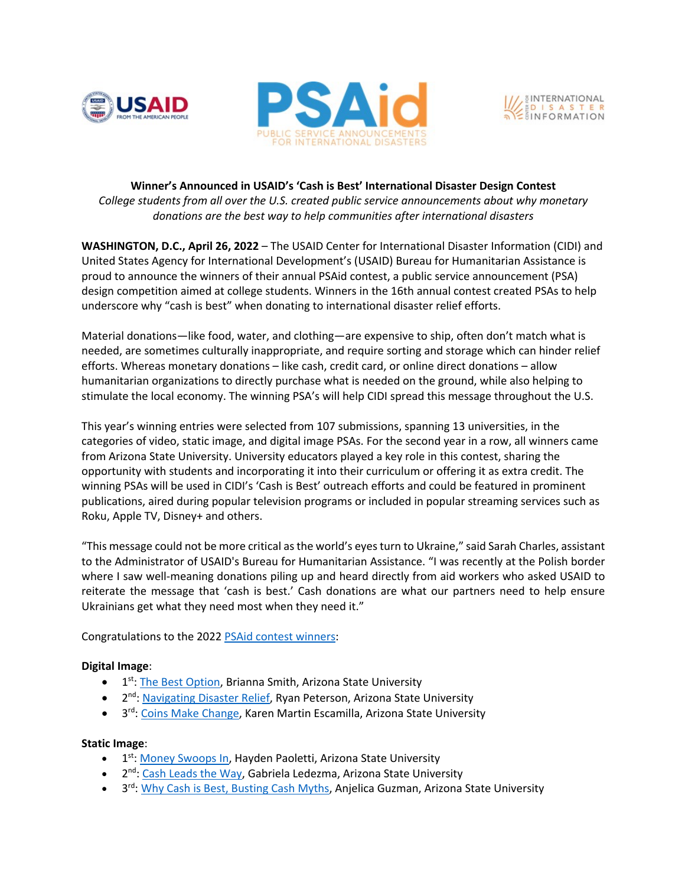**Winner's Announced in USAID's 'Cash is Best' International Disaster Design Contest**

*College students from all over the U.S. created public service announcements about why monetary donations are the best way to help communities after international disasters*

**WASHINGTON, D.C., April 26, 2022** – The USAID Center for International Disaster Information (CIDI) and United States Agency for International Development's (USAID) Bureau for Humanitarian Assistance is proud to announce the winners of their annual PSAid contest, a public service announcement (PSA) design competition aimed at college students. Winners in the 16th annual contest created PSAs to help underscore why "cash is best" when donating to international disaster relief efforts.

Material donations—like food, water, and clothing—are expensive to ship, often don't match what is needed, are sometimes culturally inappropriate, and require sorting and storage which can hinder relief efforts. Whereas monetary donations – like cash, credit card, or online direct donations – allow humanitarian organizations to directly purchase what is needed on the ground, while also helping to stimulate the local economy. The winning PSA's will help CIDI spread this message throughout the U.S.

This year's winning entries were selected from 107 submissions, spanning 13 universities, in the categories of video, static image, and digital image PSAs. For the second year in a row, all winners came from Arizona State University. University educators played a key role in this contest, sharing the opportunity with students and incorporating it into their curriculum or offering it as extra credit. The winning PSAs will be used in CIDI's 'Cash is Best' outreach efforts and could be featured in prominent publications, aired during popular television programs or included in popular streaming services such as Roku, Apple TV, Disney+ and others.

"This message could not be more critical as the world's eyes turn to Ukraine," said Sarah Charles, assistant to the Administrator of USAID's Bureau for Humanitarian Assistance. "I was recently at the Polish border where I saw well-meaning donations piling up and heard directly from aid workers who asked USAID to reiterate the message that 'cash is best.' Cash donations are what our partners need to help ensure Ukrainians get what they need most when they need it."

Congratulations to the 2022 PSAid contest winners:

**Digital Image**:

- 1st: The Best Option, Brianna Smith, Arizona State University
- 2nd: Navigating Disaster Relief, Ryan Peterson, Arizona State University
- 3rd: Coins Make Change, Karen Martin Escamilla, Arizona State University

**Static Image**:

- 1st: Money Swoops In, Hayden Paoletti, Arizona State University
- 2nd: Cash Leads the Way, Gabriela Ledezma, Arizona State University
- 3rd: Why Cash is Best, Busting Cash Myths, Anjelica Guzman, Arizona State University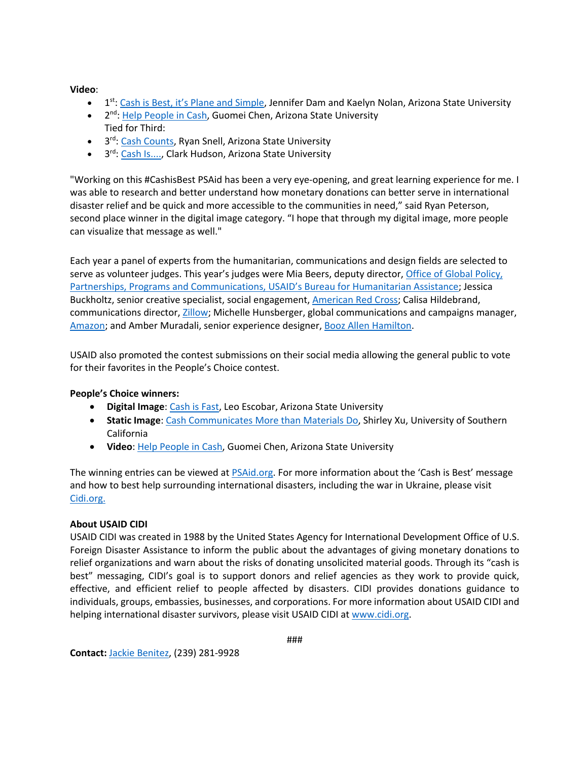**Video**:

- 1st: Cash is Best, it's Plane and Simple, Jennifer Dam and Kaelyn Nolan, Arizona State University
- 2nd: Help People in Cash, Guomei Chen, Arizona State University

  Tied for Third:
- 3rd: Cash Counts, Ryan Snell, Arizona State University
- 3rd: Cash Is...., Clark Hudson, Arizona State University

"Working on this #CashisBest PSAid has been a very eye-opening, and great learning experience for me. I was able to research and better understand how monetary donations can better serve in international disaster relief and be quick and more accessible to the communities in need," said Ryan Peterson, second place winner in the digital image category. "I hope that through my digital image, more people can visualize that message as well."

Each year a panel of experts from the humanitarian, communications and design fields are selected to serve as volunteer judges. This year's judges were Mia Beers, deputy director, Office of Global Policy, Partnerships, Programs and Communications, USAID's Bureau for Humanitarian Assistance; Jessica Buckholtz, senior creative specialist, social engagement, American Red Cross; Calisa Hildebrand, communications director, Zillow; Michelle Hunsberger, global communications and campaigns manager, Amazon; and Amber Muradali, senior experience designer, Booz Allen Hamilton.

USAID also promoted the contest submissions on their social media allowing the general public to vote for their favorites in the People's Choice contest.

**People's Choice winners:**

- **Digital Image**: Cash is Fast, Leo Escobar, Arizona State University
- **Static Image**: Cash Communicates More than Materials Do, Shirley Xu, University of Southern California
- **Video**: Help People in Cash, Guomei Chen, Arizona State University

The winning entries can be viewed at PSAid.org. For more information about the 'Cash is Best' message and how to best help surrounding international disasters, including the war in Ukraine, please visit Cidi.org.

**About USAID CIDI**

USAID CIDI was created in 1988 by the United States Agency for International Development Office of U.S. Foreign Disaster Assistance to inform the public about the advantages of giving monetary donations to relief organizations and warn about the risks of donating unsolicited material goods. Through its "cash is best" messaging, CIDI's goal is to support donors and relief agencies as they work to provide quick, effective, and efficient relief to people affected by disasters. CIDI provides donations guidance to individuals, groups, embassies, businesses, and corporations. For more information about USAID CIDI and helping international disaster survivors, please visit USAID CIDI at www.cidi.org.

###

**Contact:** Jackie Benitez, (239) 281-9928